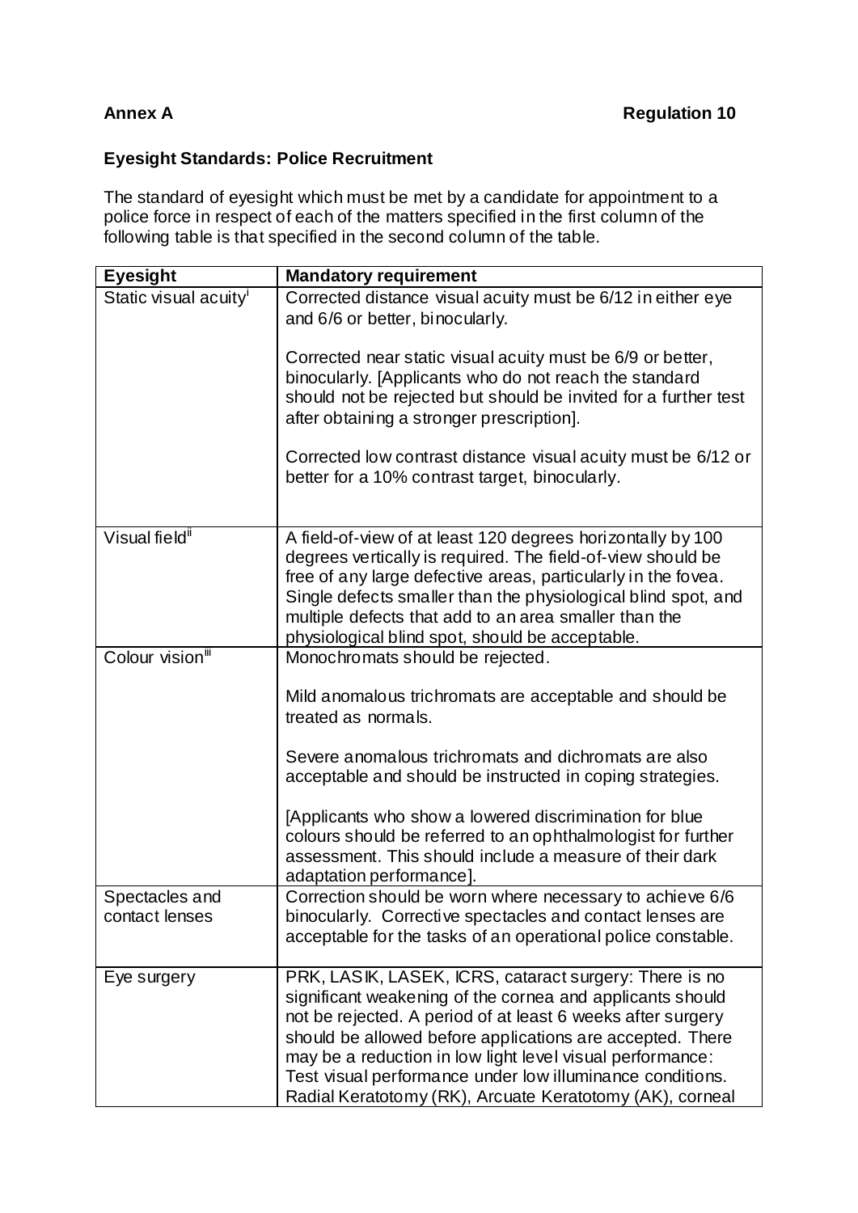**Annex A** **Regulation 10**

**Eyesight Standards: Police Recruitment**

The standard of eyesight which must be met by a candidate for appointment to a police force in respect of each of the matters specified in the first column of the following table is that specified in the second column of the table.

| Eyesight | Mandatory requirement |
|---|---|
| Static visual acuity[i] | Corrected distance visual acuity must be 6/12 in either eye and 6/6 or better, binocularly.<br><br>Corrected near static visual acuity must be 6/9 or better, binocularly. [Applicants who do not reach the standard should not be rejected but should be invited for a further test after obtaining a stronger prescription].<br><br>Corrected low contrast distance visual acuity must be 6/12 or better for a 10% contrast target, binocularly. |
| Visual field[ii] | A field-of-view of at least 120 degrees horizontally by 100 degrees vertically is required. The field-of-view should be free of any large defective areas, particularly in the fovea. Single defects smaller than the physiological blind spot, and multiple defects that add to an area smaller than the physiological blind spot, should be acceptable. |
| Colour vision[iii] | Monochromats should be rejected.<br><br>Mild anomalous trichromats are acceptable and should be treated as normals.<br><br>Severe anomalous trichromats and dichromats are also acceptable and should be instructed in coping strategies.<br><br>[Applicants who show a lowered discrimination for blue colours should be referred to an ophthalmologist for further assessment. This should include a measure of their dark adaptation performance]. |
| Spectacles and contact lenses | Correction should be worn where necessary to achieve 6/6 binocularly. Corrective spectacles and contact lenses are acceptable for the tasks of an operational police constable. |
| Eye surgery | PRK, LASIK, LASEK, ICRS, cataract surgery: There is no significant weakening of the cornea and applicants should not be rejected. A period of at least 6 weeks after surgery should be allowed before applications are accepted. There may be a reduction in low light level visual performance: Test visual performance under low illuminance conditions. Radial Keratotomy (RK), Arcuate Keratotomy (AK), corneal |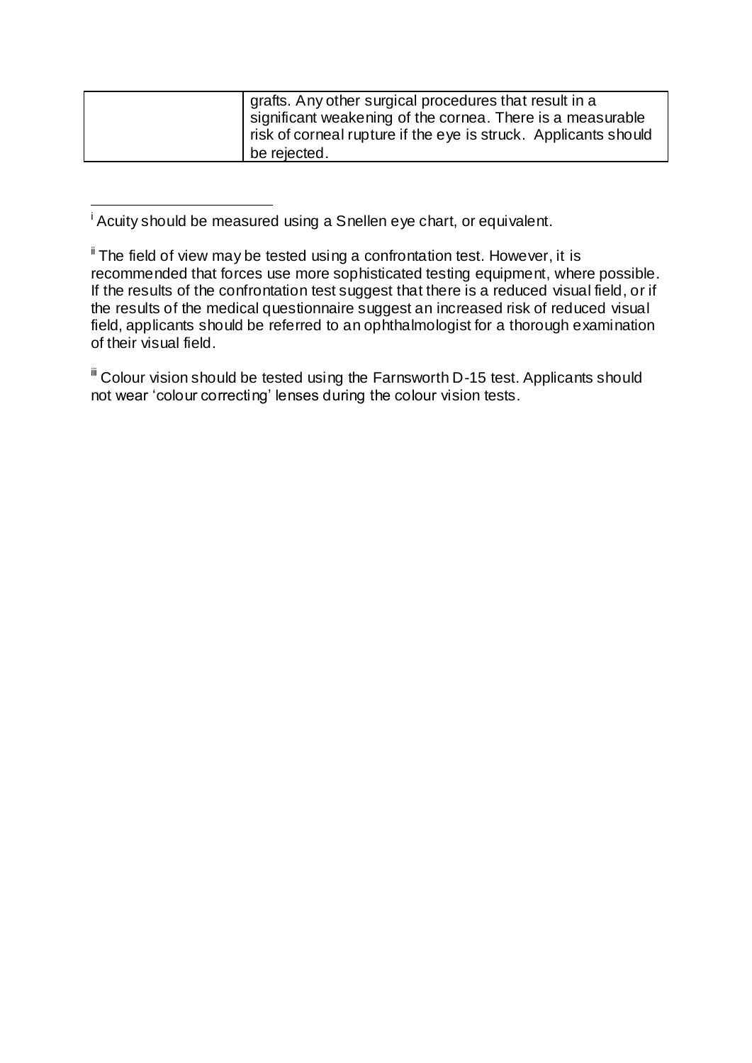| | |
|---|---|
| | grafts. Any other surgical procedures that result in a significant weakening of the cornea. There is a measurable risk of corneal rupture if the eye is struck. Applicants should be rejected. |

[i] Acuity should be measured using a Snellen eye chart, or equivalent.

[ii] The field of view may be tested using a confrontation test. However, it is recommended that forces use more sophisticated testing equipment, where possible. If the results of the confrontation test suggest that there is a reduced visual field, or if the results of the medical questionnaire suggest an increased risk of reduced visual field, applicants should be referred to an ophthalmologist for a thorough examination of their visual field.

[iii] Colour vision should be tested using the Farnsworth D-15 test. Applicants should not wear 'colour correcting' lenses during the colour vision tests.